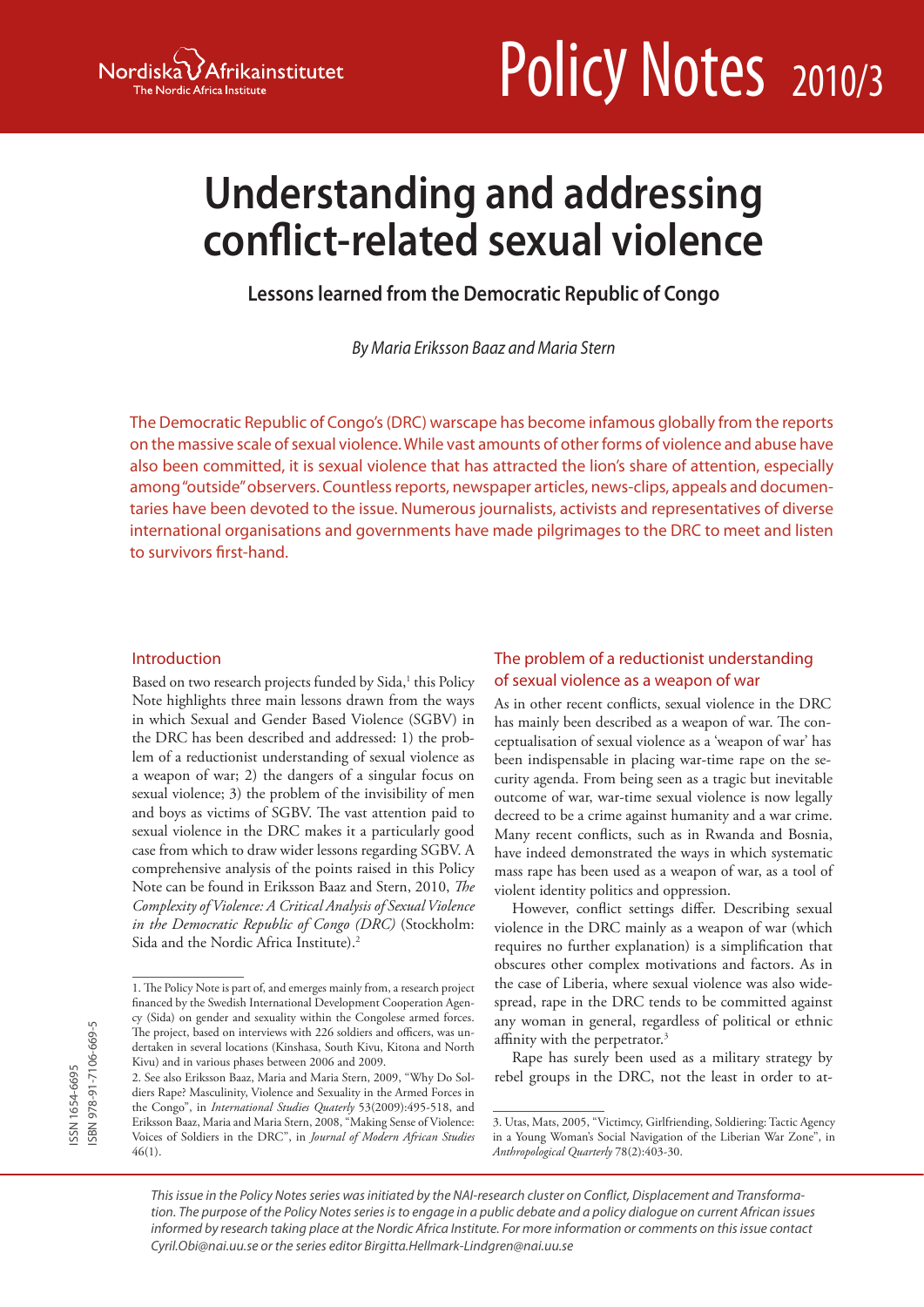Nordiska Afrikainstitutet
The Nordic Africa Institute

Policy Notes 2010/3

# Understanding and addressing conflict-related sexual violence

### Lessons learned from the Democratic Republic of Congo

*By Maria Eriksson Baaz and Maria Stern*

The Democratic Republic of Congo's (DRC) warscape has become infamous globally from the reports on the massive scale of sexual violence. While vast amounts of other forms of violence and abuse have also been committed, it is sexual violence that has attracted the lion's share of attention, especially among "outside" observers. Countless reports, newspaper articles, news-clips, appeals and documentaries have been devoted to the issue. Numerous journalists, activists and representatives of diverse international organisations and governments have made pilgrimages to the DRC to meet and listen to survivors first-hand.

## Introduction

Based on two research projects funded by Sida,[1] this Policy Note highlights three main lessons drawn from the ways in which Sexual and Gender Based Violence (SGBV) in the DRC has been described and addressed: 1) the problem of a reductionist understanding of sexual violence as a weapon of war; 2) the dangers of a singular focus on sexual violence; 3) the problem of the invisibility of men and boys as victims of SGBV. The vast attention paid to sexual violence in the DRC makes it a particularly good case from which to draw wider lessons regarding SGBV. A comprehensive analysis of the points raised in this Policy Note can be found in Eriksson Baaz and Stern, 2010, *The Complexity of Violence: A Critical Analysis of Sexual Violence in the Democratic Republic of Congo (DRC)* (Stockholm: Sida and the Nordic Africa Institute).[2]

## The problem of a reductionist understanding of sexual violence as a weapon of war

As in other recent conflicts, sexual violence in the DRC has mainly been described as a weapon of war. The conceptualisation of sexual violence as a 'weapon of war' has been indispensable in placing war-time rape on the security agenda. From being seen as a tragic but inevitable outcome of war, war-time sexual violence is now legally decreed to be a crime against humanity and a war crime. Many recent conflicts, such as in Rwanda and Bosnia, have indeed demonstrated the ways in which systematic mass rape has been used as a weapon of war, as a tool of violent identity politics and oppression.

However, conflict settings differ. Describing sexual violence in the DRC mainly as a weapon of war (which requires no further explanation) is a simplification that obscures other complex motivations and factors. As in the case of Liberia, where sexual violence was also widespread, rape in the DRC tends to be committed against any woman in general, regardless of political or ethnic affinity with the perpetrator.[3]

Rape has surely been used as a military strategy by rebel groups in the DRC, not the least in order to at-

---

1. The Policy Note is part of, and emerges mainly from, a research project financed by the Swedish International Development Cooperation Agency (Sida) on gender and sexuality within the Congolese armed forces. The project, based on interviews with 226 soldiers and officers, was undertaken in several locations (Kinshasa, South Kivu, Kitona and North Kivu) and in various phases between 2006 and 2009.

2. See also Eriksson Baaz, Maria and Maria Stern, 2009, "Why Do Soldiers Rape? Masculinity, Violence and Sexuality in the Armed Forces in the Congo", in *International Studies Quaterly* 53(2009):495-518, and Eriksson Baaz, Maria and Maria Stern, 2008, "Making Sense of Violence: Voices of Soldiers in the DRC", in *Journal of Modern African Studies* 46(1).

3. Utas, Mats, 2005, "Victimcy, Girlfriending, Soldiering: Tactic Agency in a Young Woman's Social Navigation of the Liberian War Zone", in *Anthropological Quarterly* 78(2):403-30.

ISSN 1654-6695
ISBN 978-91-7106-669-5

*This issue in the Policy Notes series was initiated by the NAI-research cluster on Conflict, Displacement and Transformation. The purpose of the Policy Notes series is to engage in a public debate and a policy dialogue on current African issues informed by research taking place at the Nordic Africa Institute. For more information or comments on this issue contact Cyril.Obi@nai.uu.se or the series editor Birgitta.Hellmark-Lindgren@nai.uu.se*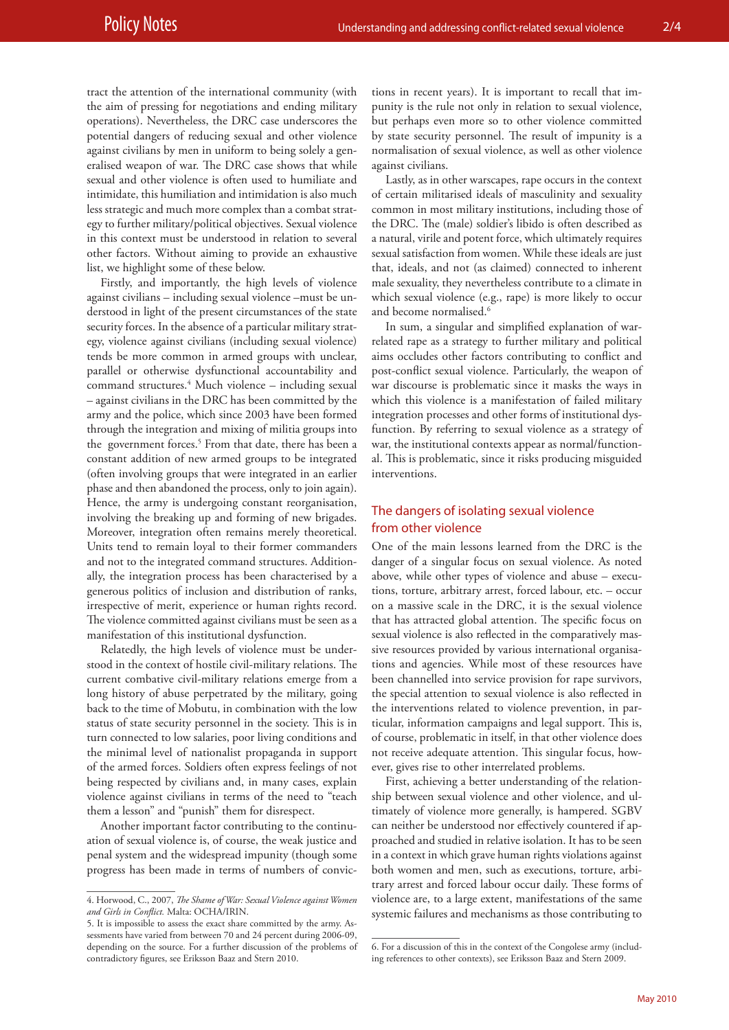tract the attention of the international community (with the aim of pressing for negotiations and ending military operations). Nevertheless, the DRC case underscores the potential dangers of reducing sexual and other violence against civilians by men in uniform to being solely a generalised weapon of war. The DRC case shows that while sexual and other violence is often used to humiliate and intimidate, this humiliation and intimidation is also much less strategic and much more complex than a combat strategy to further military/political objectives. Sexual violence in this context must be understood in relation to several other factors. Without aiming to provide an exhaustive list, we highlight some of these below.

Firstly, and importantly, the high levels of violence against civilians – including sexual violence –must be understood in light of the present circumstances of the state security forces. In the absence of a particular military strategy, violence against civilians (including sexual violence) tends be more common in armed groups with unclear, parallel or otherwise dysfunctional accountability and command structures.[4] Much violence – including sexual – against civilians in the DRC has been committed by the army and the police, which since 2003 have been formed through the integration and mixing of militia groups into the government forces.[5] From that date, there has been a constant addition of new armed groups to be integrated (often involving groups that were integrated in an earlier phase and then abandoned the process, only to join again). Hence, the army is undergoing constant reorganisation, involving the breaking up and forming of new brigades. Moreover, integration often remains merely theoretical. Units tend to remain loyal to their former commanders and not to the integrated command structures. Additionally, the integration process has been characterised by a generous politics of inclusion and distribution of ranks, irrespective of merit, experience or human rights record. The violence committed against civilians must be seen as a manifestation of this institutional dysfunction.

Relatedly, the high levels of violence must be understood in the context of hostile civil-military relations. The current combative civil-military relations emerge from a long history of abuse perpetrated by the military, going back to the time of Mobutu, in combination with the low status of state security personnel in the society. This is in turn connected to low salaries, poor living conditions and the minimal level of nationalist propaganda in support of the armed forces. Soldiers often express feelings of not being respected by civilians and, in many cases, explain violence against civilians in terms of the need to "teach them a lesson" and "punish" them for disrespect.

Another important factor contributing to the continuation of sexual violence is, of course, the weak justice and penal system and the widespread impunity (though some progress has been made in terms of numbers of convictions in recent years). It is important to recall that impunity is the rule not only in relation to sexual violence, but perhaps even more so to other violence committed by state security personnel. The result of impunity is a normalisation of sexual violence, as well as other violence against civilians.

Lastly, as in other warscapes, rape occurs in the context of certain militarised ideals of masculinity and sexuality common in most military institutions, including those of the DRC. The (male) soldier's libido is often described as a natural, virile and potent force, which ultimately requires sexual satisfaction from women. While these ideals are just that, ideals, and not (as claimed) connected to inherent male sexuality, they nevertheless contribute to a climate in which sexual violence (e.g., rape) is more likely to occur and become normalised.[6]

In sum, a singular and simplified explanation of war-related rape as a strategy to further military and political aims occludes other factors contributing to conflict and post-conflict sexual violence. Particularly, the weapon of war discourse is problematic since it masks the ways in which this violence is a manifestation of failed military integration processes and other forms of institutional dysfunction. By referring to sexual violence as a strategy of war, the institutional contexts appear as normal/functional. This is problematic, since it risks producing misguided interventions.

## The dangers of isolating sexual violence from other violence

One of the main lessons learned from the DRC is the danger of a singular focus on sexual violence. As noted above, while other types of violence and abuse – executions, torture, arbitrary arrest, forced labour, etc. – occur on a massive scale in the DRC, it is the sexual violence that has attracted global attention. The specific focus on sexual violence is also reflected in the comparatively massive resources provided by various international organisations and agencies. While most of these resources have been channelled into service provision for rape survivors, the special attention to sexual violence is also reflected in the interventions related to violence prevention, in particular, information campaigns and legal support. This is, of course, problematic in itself, in that other violence does not receive adequate attention. This singular focus, however, gives rise to other interrelated problems.

First, achieving a better understanding of the relationship between sexual violence and other violence, and ultimately of violence more generally, is hampered. SGBV can neither be understood nor effectively countered if approached and studied in relative isolation. It has to be seen in a context in which grave human rights violations against both women and men, such as executions, torture, arbitrary arrest and forced labour occur daily. These forms of violence are, to a large extent, manifestations of the same systemic failures and mechanisms as those contributing to

---

4. Horwood, C., 2007, *The Shame of War: Sexual Violence against Women and Girls in Conflict.* Malta: OCHA/IRIN.

5. It is impossible to assess the exact share committed by the army. Assessments have varied from between 70 and 24 percent during 2006-09, depending on the source. For a further discussion of the problems of contradictory figures, see Eriksson Baaz and Stern 2010.

6. For a discussion of this in the context of the Congolese army (including references to other contexts), see Eriksson Baaz and Stern 2009.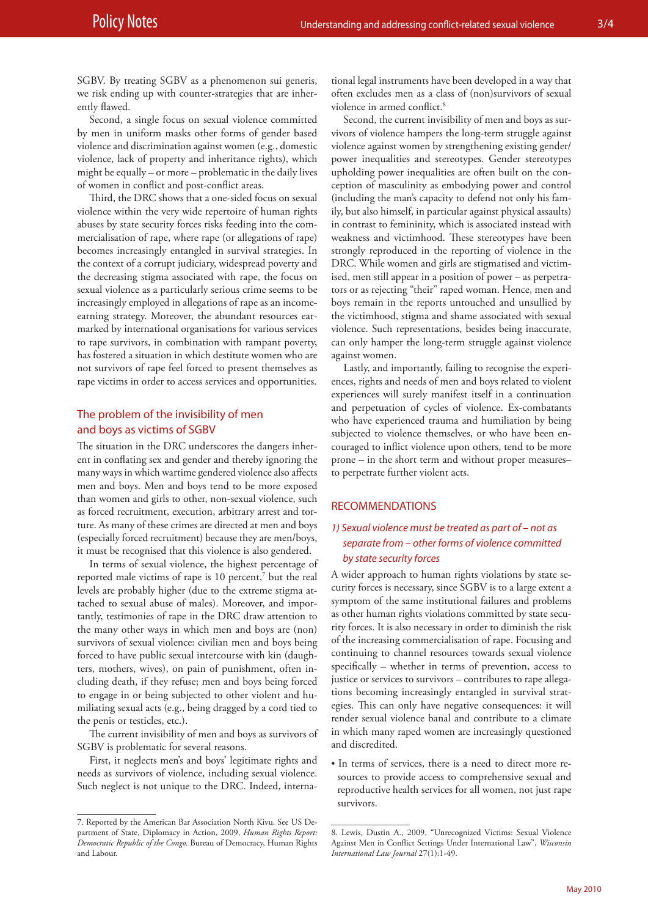SGBV. By treating SGBV as a phenomenon sui generis, we risk ending up with counter-strategies that are inherently flawed.

Second, a single focus on sexual violence committed by men in uniform masks other forms of gender based violence and discrimination against women (e.g., domestic violence, lack of property and inheritance rights), which might be equally – or more – problematic in the daily lives of women in conflict and post-conflict areas.

Third, the DRC shows that a one-sided focus on sexual violence within the very wide repertoire of human rights abuses by state security forces risks feeding into the commercialisation of rape, where rape (or allegations of rape) becomes increasingly entangled in survival strategies. In the context of a corrupt judiciary, widespread poverty and the decreasing stigma associated with rape, the focus on sexual violence as a particularly serious crime seems to be increasingly employed in allegations of rape as an income-earning strategy. Moreover, the abundant resources earmarked by international organisations for various services to rape survivors, in combination with rampant poverty, has fostered a situation in which destitute women who are not survivors of rape feel forced to present themselves as rape victims in order to access services and opportunities.

## The problem of the invisibility of men and boys as victims of SGBV

The situation in the DRC underscores the dangers inherent in conflating sex and gender and thereby ignoring the many ways in which wartime gendered violence also affects men and boys. Men and boys tend to be more exposed than women and girls to other, non-sexual violence, such as forced recruitment, execution, arbitrary arrest and torture. As many of these crimes are directed at men and boys (especially forced recruitment) because they are men/boys, it must be recognised that this violence is also gendered.

In terms of sexual violence, the highest percentage of reported male victims of rape is 10 percent,[7] but the real levels are probably higher (due to the extreme stigma attached to sexual abuse of males). Moreover, and importantly, testimonies of rape in the DRC draw attention to the many other ways in which men and boys are (non) survivors of sexual violence: civilian men and boys being forced to have public sexual intercourse with kin (daughters, mothers, wives), on pain of punishment, often including death, if they refuse; men and boys being forced to engage in or being subjected to other violent and humiliating sexual acts (e.g., being dragged by a cord tied to the penis or testicles, etc.).

The current invisibility of men and boys as survivors of SGBV is problematic for several reasons.

First, it neglects men's and boys' legitimate rights and needs as survivors of violence, including sexual violence. Such neglect is not unique to the DRC. Indeed, international legal instruments have been developed in a way that often excludes men as a class of (non)survivors of sexual violence in armed conflict.[8]

Second, the current invisibility of men and boys as survivors of violence hampers the long-term struggle against violence against women by strengthening existing gender/power inequalities and stereotypes. Gender stereotypes upholding power inequalities are often built on the conception of masculinity as embodying power and control (including the man's capacity to defend not only his family, but also himself, in particular against physical assaults) in contrast to femininity, which is associated instead with weakness and victimhood. These stereotypes have been strongly reproduced in the reporting of violence in the DRC. While women and girls are stigmatised and victimised, men still appear in a position of power – as perpetrators or as rejecting "their" raped woman. Hence, men and boys remain in the reports untouched and unsullied by the victimhood, stigma and shame associated with sexual violence. Such representations, besides being inaccurate, can only hamper the long-term struggle against violence against women.

Lastly, and importantly, failing to recognise the experiences, rights and needs of men and boys related to violent experiences will surely manifest itself in a continuation and perpetuation of cycles of violence. Ex-combatants who have experienced trauma and humiliation by being subjected to violence themselves, or who have been encouraged to inflict violence upon others, tend to be more prone – in the short term and without proper measures– to perpetrate further violent acts.

## RECOMMENDATIONS

### *1) Sexual violence must be treated as part of – not as separate from – other forms of violence committed by state security forces*

A wider approach to human rights violations by state security forces is necessary, since SGBV is to a large extent a symptom of the same institutional failures and problems as other human rights violations committed by state security forces. It is also necessary in order to diminish the risk of the increasing commercialisation of rape. Focusing and continuing to channel resources towards sexual violence specifically – whether in terms of prevention, access to justice or services to survivors – contributes to rape allegations becoming increasingly entangled in survival strategies. This can only have negative consequences: it will render sexual violence banal and contribute to a climate in which many raped women are increasingly questioned and discredited.

- In terms of services, there is a need to direct more resources to provide access to comprehensive sexual and reproductive health services for all women, not just rape survivors.

---

7. Reported by the American Bar Association North Kivu. See US Department of State, Diplomacy in Action, 2009, *Human Rights Report: Democratic Republic of the Congo.* Bureau of Democracy, Human Rights and Labour.

8. Lewis, Dustin A., 2009, "Unrecognized Victims: Sexual Violence Against Men in Conflict Settings Under International Law", *Wisconsin International Law Journal* 27(1):1-49.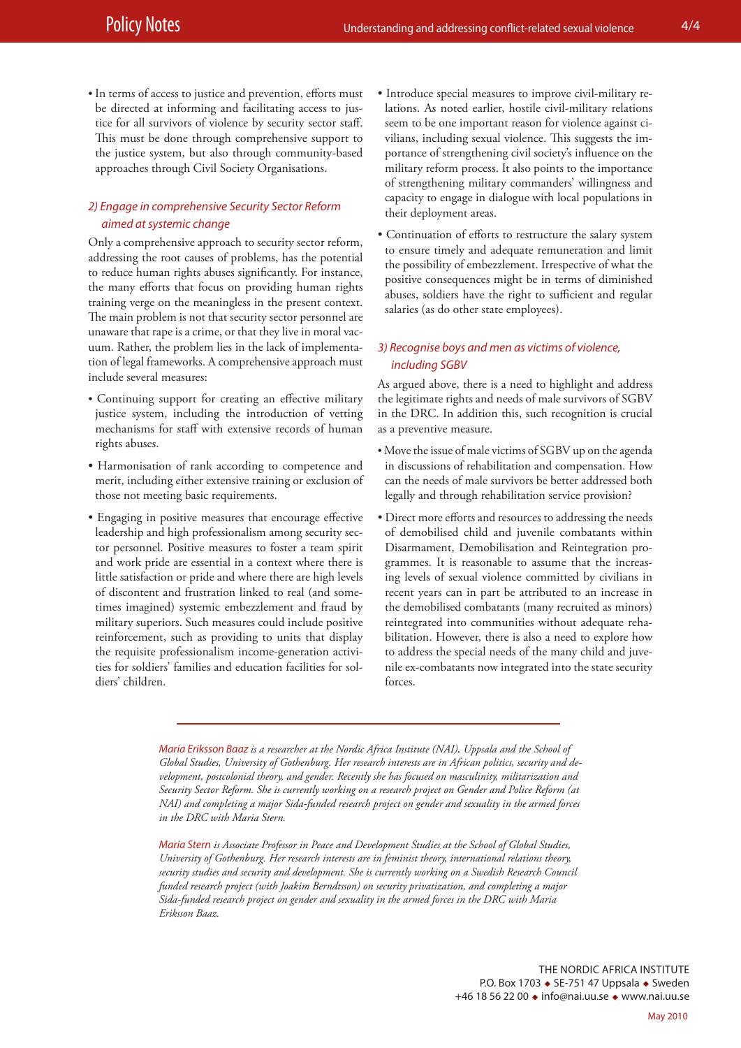- In terms of access to justice and prevention, efforts must be directed at informing and facilitating access to justice for all survivors of violence by security sector staff. This must be done through comprehensive support to the justice system, but also through community-based approaches through Civil Society Organisations.

### *2) Engage in comprehensive Security Sector Reform aimed at systemic change*

Only a comprehensive approach to security sector reform, addressing the root causes of problems, has the potential to reduce human rights abuses significantly. For instance, the many efforts that focus on providing human rights training verge on the meaningless in the present context. The main problem is not that security sector personnel are unaware that rape is a crime, or that they live in moral vacuum. Rather, the problem lies in the lack of implementation of legal frameworks. A comprehensive approach must include several measures:

- Continuing support for creating an effective military justice system, including the introduction of vetting mechanisms for staff with extensive records of human rights abuses.
- Harmonisation of rank according to competence and merit, including either extensive training or exclusion of those not meeting basic requirements.
- Engaging in positive measures that encourage effective leadership and high professionalism among security sector personnel. Positive measures to foster a team spirit and work pride are essential in a context where there is little satisfaction or pride and where there are high levels of discontent and frustration linked to real (and sometimes imagined) systemic embezzlement and fraud by military superiors. Such measures could include positive reinforcement, such as providing to units that display the requisite professionalism income-generation activities for soldiers' families and education facilities for soldiers' children.
- Introduce special measures to improve civil-military relations. As noted earlier, hostile civil-military relations seem to be one important reason for violence against civilians, including sexual violence. This suggests the importance of strengthening civil society's influence on the military reform process. It also points to the importance of strengthening military commanders' willingness and capacity to engage in dialogue with local populations in their deployment areas.
- Continuation of efforts to restructure the salary system to ensure timely and adequate remuneration and limit the possibility of embezzlement. Irrespective of what the positive consequences might be in terms of diminished abuses, soldiers have the right to sufficient and regular salaries (as do other state employees).

### *3) Recognise boys and men as victims of violence, including SGBV*

As argued above, there is a need to highlight and address the legitimate rights and needs of male survivors of SGBV in the DRC. In addition this, such recognition is crucial as a preventive measure.

- Move the issue of male victims of SGBV up on the agenda in discussions of rehabilitation and compensation. How can the needs of male survivors be better addressed both legally and through rehabilitation service provision?
- Direct more efforts and resources to addressing the needs of demobilised child and juvenile combatants within Disarmament, Demobilisation and Reintegration programmes. It is reasonable to assume that the increasing levels of sexual violence committed by civilians in recent years can in part be attributed to an increase in the demobilised combatants (many recruited as minors) reintegrated into communities without adequate rehabilitation. However, there is also a need to explore how to address the special needs of the many child and juvenile ex-combatants now integrated into the state security forces.

---

Maria Eriksson Baaz *is a researcher at the Nordic Africa Institute (NAI), Uppsala and the School of Global Studies, University of Gothenburg. Her research interests are in African politics, security and development, postcolonial theory, and gender. Recently she has focused on masculinity, militarization and Security Sector Reform. She is currently working on a research project on Gender and Police Reform (at NAI) and completing a major Sida-funded research project on gender and sexuality in the armed forces in the DRC with Maria Stern.*

Maria Stern *is Associate Professor in Peace and Development Studies at the School of Global Studies, University of Gothenburg. Her research interests are in feminist theory, international relations theory, security studies and security and development. She is currently working on a Swedish Research Council funded research project (with Joakim Berndtsson) on security privatization, and completing a major Sida-funded research project on gender and sexuality in the armed forces in the DRC with Maria Eriksson Baaz.*

THE NORDIC AFRICA INSTITUTE
P.O. Box 1703 ◆ SE-751 47 Uppsala ◆ Sweden
+46 18 56 22 00 ◆ info@nai.uu.se ◆ www.nai.uu.se

May 2010